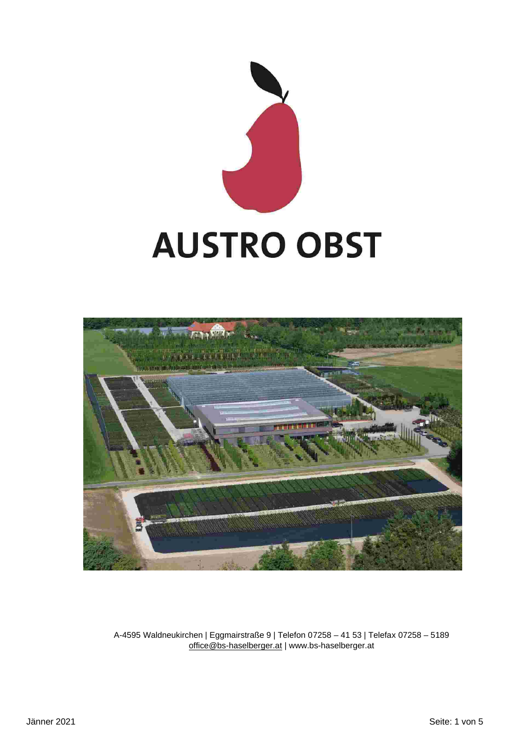# AUSTRO OBST

A-4595 Waldneukirchen | Eggmairstraße 9 | Telefon 07258 – 41 53 | Telefax 07258 – 5189
office@bs-haselberger.at | www.bs-haselberger.at

Jänner 2021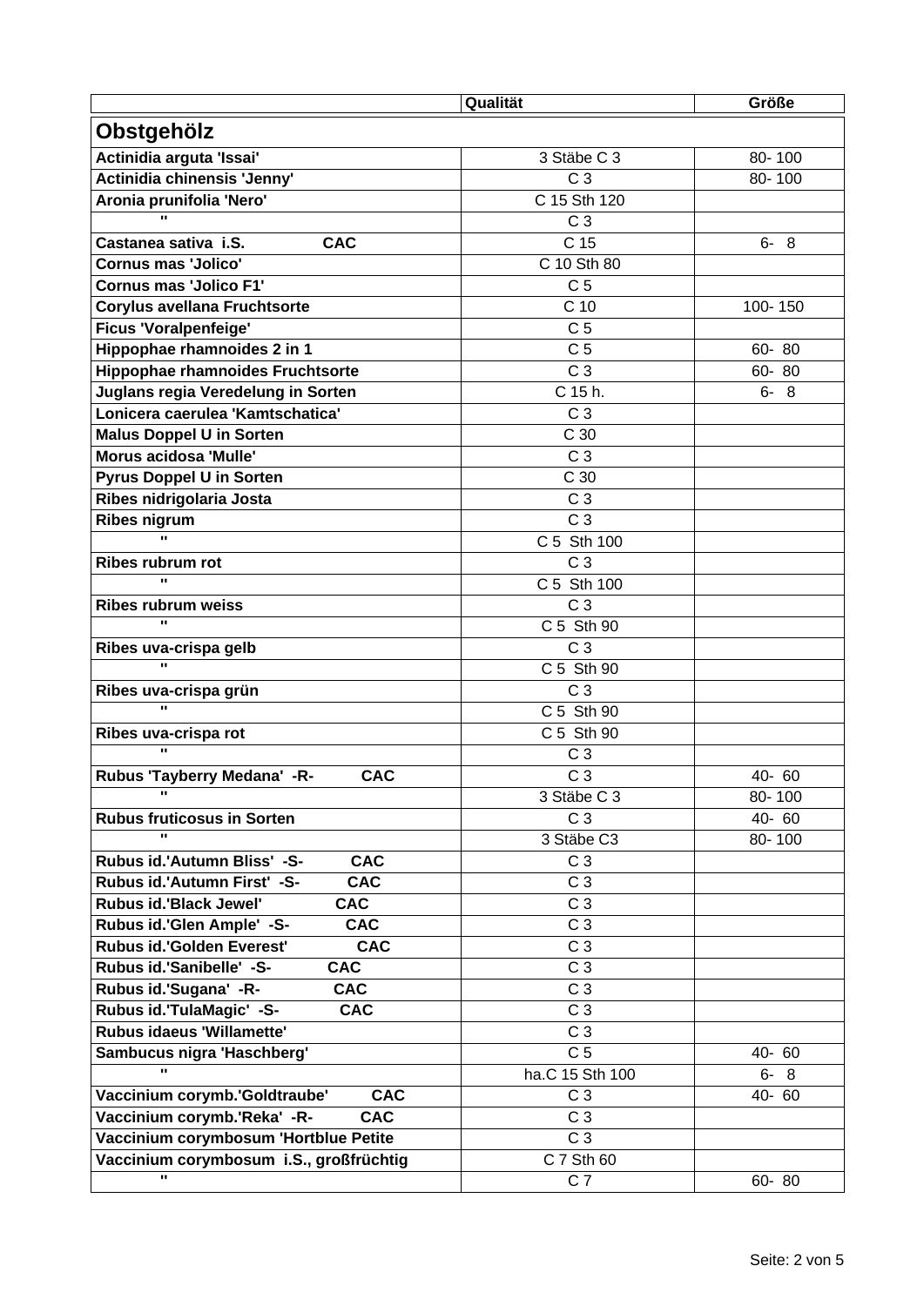| | Qualität | Größe |
|---|---|---|
| **Obstgehölz** | | |
| **Actinidia arguta 'Issai'** | 3 Stäbe C 3 | 80- 100 |
| **Actinidia chinensis 'Jenny'** | C 3 | 80- 100 |
| **Aronia prunifolia 'Nero'** | C 15 Sth 120 | |
| " | C 3 | |
| **Castanea sativa i.S. CAC** | C 15 | 6- 8 |
| **Cornus mas 'Jolico'** | C 10 Sth 80 | |
| **Cornus mas 'Jolico F1'** | C 5 | |
| **Corylus avellana Fruchtsorte** | C 10 | 100- 150 |
| **Ficus 'Voralpenfeige'** | C 5 | |
| **Hippophae rhamnoides 2 in 1** | C 5 | 60- 80 |
| **Hippophae rhamnoides Fruchtsorte** | C 3 | 60- 80 |
| **Juglans regia Veredelung in Sorten** | C 15 h. | 6- 8 |
| **Lonicera caerulea 'Kamtschatica'** | C 3 | |
| **Malus Doppel U in Sorten** | C 30 | |
| **Morus acidosa 'Mulle'** | C 3 | |
| **Pyrus Doppel U in Sorten** | C 30 | |
| **Ribes nidrigolaria Josta** | C 3 | |
| **Ribes nigrum** | C 3 | |
| " | C 5 Sth 100 | |
| **Ribes rubrum rot** | C 3 | |
| " | C 5 Sth 100 | |
| **Ribes rubrum weiss** | C 3 | |
| " | C 5 Sth 90 | |
| **Ribes uva-crispa gelb** | C 3 | |
| " | C 5 Sth 90 | |
| **Ribes uva-crispa grün** | C 3 | |
| " | C 5 Sth 90 | |
| **Ribes uva-crispa rot** | C 5 Sth 90 | |
| " | C 3 | |
| **Rubus 'Tayberry Medana' -R- CAC** | C 3 | 40- 60 |
| " | 3 Stäbe C 3 | 80- 100 |
| **Rubus fruticosus in Sorten** | C 3 | 40- 60 |
| " | 3 Stäbe C3 | 80- 100 |
| **Rubus id.'Autumn Bliss' -S- CAC** | C 3 | |
| **Rubus id.'Autumn First' -S- CAC** | C 3 | |
| **Rubus id.'Black Jewel' CAC** | C 3 | |
| **Rubus id.'Glen Ample' -S- CAC** | C 3 | |
| **Rubus id.'Golden Everest' CAC** | C 3 | |
| **Rubus id.'Sanibelle' -S- CAC** | C 3 | |
| **Rubus id.'Sugana' -R- CAC** | C 3 | |
| **Rubus id.'TulaMagic' -S- CAC** | C 3 | |
| **Rubus idaeus 'Willamette'** | C 3 | |
| **Sambucus nigra 'Haschberg'** | C 5 | 40- 60 |
| " | ha.C 15 Sth 100 | 6- 8 |
| **Vaccinium corymb.'Goldtraube' CAC** | C 3 | 40- 60 |
| **Vaccinium corymb.'Reka' -R- CAC** | C 3 | |
| **Vaccinium corymbosum 'Hortblue Petite** | C 3 | |
| **Vaccinium corymbosum i.S., großfrüchtig** | C 7 Sth 60 | |
| " | C 7 | 60- 80 |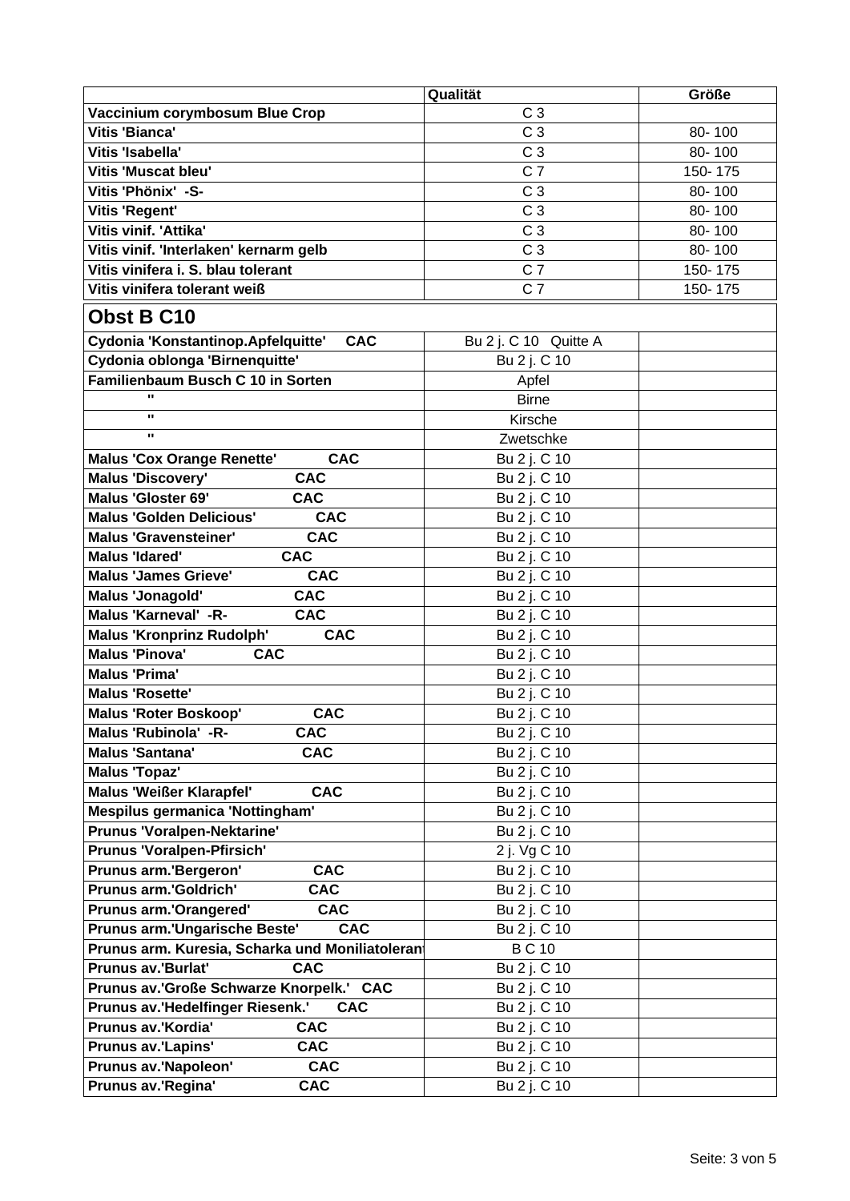| | Qualität | Größe |
|---|---|---|
| **Vaccinium corymbosum Blue Crop** | C 3 | |
| **Vitis 'Bianca'** | C 3 | 80- 100 |
| **Vitis 'Isabella'** | C 3 | 80- 100 |
| **Vitis 'Muscat bleu'** | C 7 | 150- 175 |
| **Vitis 'Phönix' -S-** | C 3 | 80- 100 |
| **Vitis 'Regent'** | C 3 | 80- 100 |
| **Vitis vinif. 'Attika'** | C 3 | 80- 100 |
| **Vitis vinif. 'Interlaken' kernarm gelb** | C 3 | 80- 100 |
| **Vitis vinifera i. S. blau tolerant** | C 7 | 150- 175 |
| **Vitis vinifera tolerant weiß** | C 7 | 150- 175 |
| **Obst B C10** | | |
| **Cydonia 'Konstantinop.Apfelquitte' CAC** | Bu 2 j. C 10 Quitte A | |
| **Cydonia oblonga 'Birnenquitte'** | Bu 2 j. C 10 | |
| **Familienbaum Busch C 10 in Sorten** | Apfel | |
| " | Birne | |
| " | Kirsche | |
| " | Zwetschke | |
| **Malus 'Cox Orange Renette' CAC** | Bu 2 j. C 10 | |
| **Malus 'Discovery' CAC** | Bu 2 j. C 10 | |
| **Malus 'Gloster 69' CAC** | Bu 2 j. C 10 | |
| **Malus 'Golden Delicious' CAC** | Bu 2 j. C 10 | |
| **Malus 'Gravensteiner' CAC** | Bu 2 j. C 10 | |
| **Malus 'Idared' CAC** | Bu 2 j. C 10 | |
| **Malus 'James Grieve' CAC** | Bu 2 j. C 10 | |
| **Malus 'Jonagold' CAC** | Bu 2 j. C 10 | |
| **Malus 'Karneval' -R- CAC** | Bu 2 j. C 10 | |
| **Malus 'Kronprinz Rudolph' CAC** | Bu 2 j. C 10 | |
| **Malus 'Pinova' CAC** | Bu 2 j. C 10 | |
| **Malus 'Prima'** | Bu 2 j. C 10 | |
| **Malus 'Rosette'** | Bu 2 j. C 10 | |
| **Malus 'Roter Boskoop' CAC** | Bu 2 j. C 10 | |
| **Malus 'Rubinola' -R- CAC** | Bu 2 j. C 10 | |
| **Malus 'Santana' CAC** | Bu 2 j. C 10 | |
| **Malus 'Topaz'** | Bu 2 j. C 10 | |
| **Malus 'Weißer Klarapfel' CAC** | Bu 2 j. C 10 | |
| **Mespilus germanica 'Nottingham'** | Bu 2 j. C 10 | |
| **Prunus 'Voralpen-Nektarine'** | Bu 2 j. C 10 | |
| **Prunus 'Voralpen-Pfirsich'** | 2 j. Vg C 10 | |
| **Prunus arm.'Bergeron' CAC** | Bu 2 j. C 10 | |
| **Prunus arm.'Goldrich' CAC** | Bu 2 j. C 10 | |
| **Prunus arm.'Orangered' CAC** | Bu 2 j. C 10 | |
| **Prunus arm.'Ungarische Beste' CAC** | Bu 2 j. C 10 | |
| **Prunus arm. Kuresia, Scharka und Moniliatoleran** | B C 10 | |
| **Prunus av.'Burlat' CAC** | Bu 2 j. C 10 | |
| **Prunus av.'Große Schwarze Knorpelk.' CAC** | Bu 2 j. C 10 | |
| **Prunus av.'Hedelfinger Riesenk.' CAC** | Bu 2 j. C 10 | |
| **Prunus av.'Kordia' CAC** | Bu 2 j. C 10 | |
| **Prunus av.'Lapins' CAC** | Bu 2 j. C 10 | |
| **Prunus av.'Napoleon' CAC** | Bu 2 j. C 10 | |
| **Prunus av.'Regina' CAC** | Bu 2 j. C 10 | |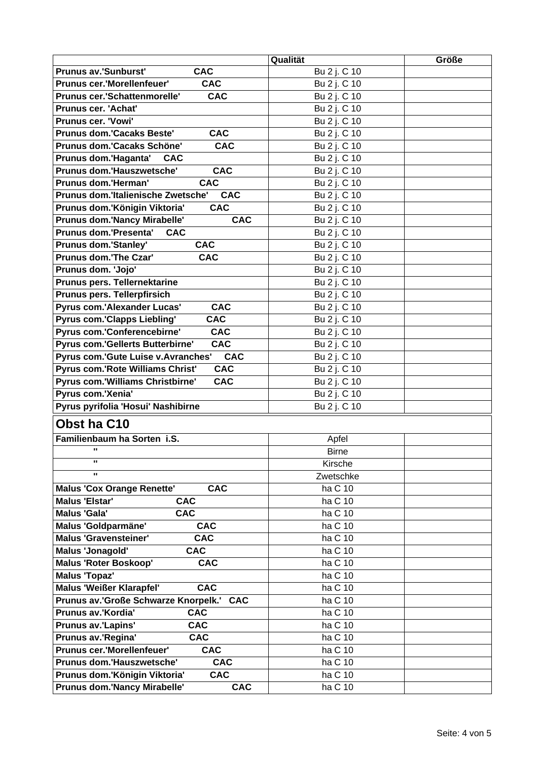| | Qualität | Größe |
|---|---|---|
| **Prunus av.'Sunburst' CAC** | Bu 2 j. C 10 | |
| **Prunus cer.'Morellenfeuer' CAC** | Bu 2 j. C 10 | |
| **Prunus cer.'Schattenmorelle' CAC** | Bu 2 j. C 10 | |
| **Prunus cer. 'Achat'** | Bu 2 j. C 10 | |
| **Prunus cer. 'Vowi'** | Bu 2 j. C 10 | |
| **Prunus dom.'Cacaks Beste' CAC** | Bu 2 j. C 10 | |
| **Prunus dom.'Cacaks Schöne' CAC** | Bu 2 j. C 10 | |
| **Prunus dom.'Haganta' CAC** | Bu 2 j. C 10 | |
| **Prunus dom.'Hauszwetsche' CAC** | Bu 2 j. C 10 | |
| **Prunus dom.'Herman' CAC** | Bu 2 j. C 10 | |
| **Prunus dom.'Italienische Zwetsche' CAC** | Bu 2 j. C 10 | |
| **Prunus dom.'Königin Viktoria' CAC** | Bu 2 j. C 10 | |
| **Prunus dom.'Nancy Mirabelle' CAC** | Bu 2 j. C 10 | |
| **Prunus dom.'Presenta' CAC** | Bu 2 j. C 10 | |
| **Prunus dom.'Stanley' CAC** | Bu 2 j. C 10 | |
| **Prunus dom.'The Czar' CAC** | Bu 2 j. C 10 | |
| **Prunus dom. 'Jojo'** | Bu 2 j. C 10 | |
| **Prunus pers. Tellernektarine** | Bu 2 j. C 10 | |
| **Prunus pers. Tellerpfirsich** | Bu 2 j. C 10 | |
| **Pyrus com.'Alexander Lucas' CAC** | Bu 2 j. C 10 | |
| **Pyrus com.'Clapps Liebling' CAC** | Bu 2 j. C 10 | |
| **Pyrus com.'Conferencebirne' CAC** | Bu 2 j. C 10 | |
| **Pyrus com.'Gellerts Butterbirne' CAC** | Bu 2 j. C 10 | |
| **Pyrus com.'Gute Luise v.Avranches' CAC** | Bu 2 j. C 10 | |
| **Pyrus com.'Rote Williams Christ' CAC** | Bu 2 j. C 10 | |
| **Pyrus com.'Williams Christbirne' CAC** | Bu 2 j. C 10 | |
| **Pyrus com.'Xenia'** | Bu 2 j. C 10 | |
| **Pyrus pyrifolia 'Hosui' Nashibirne** | Bu 2 j. C 10 | |

## Obst ha C10

| | | |
|---|---|---|
| **Familienbaum ha Sorten i.S.** | Apfel | |
| " | Birne | |
| " | Kirsche | |
| " | Zwetschke | |
| **Malus 'Cox Orange Renette' CAC** | ha C 10 | |
| **Malus 'Elstar' CAC** | ha C 10 | |
| **Malus 'Gala' CAC** | ha C 10 | |
| **Malus 'Goldparmäne' CAC** | ha C 10 | |
| **Malus 'Gravensteiner' CAC** | ha C 10 | |
| **Malus 'Jonagold' CAC** | ha C 10 | |
| **Malus 'Roter Boskoop' CAC** | ha C 10 | |
| **Malus 'Topaz'** | ha C 10 | |
| **Malus 'Weißer Klarapfel' CAC** | ha C 10 | |
| **Prunus av.'Große Schwarze Knorpelk.' CAC** | ha C 10 | |
| **Prunus av.'Kordia' CAC** | ha C 10 | |
| **Prunus av.'Lapins' CAC** | ha C 10 | |
| **Prunus av.'Regina' CAC** | ha C 10 | |
| **Prunus cer.'Morellenfeuer' CAC** | ha C 10 | |
| **Prunus dom.'Hauszwetsche' CAC** | ha C 10 | |
| **Prunus dom.'Königin Viktoria' CAC** | ha C 10 | |
| **Prunus dom.'Nancy Mirabelle' CAC** | ha C 10 | |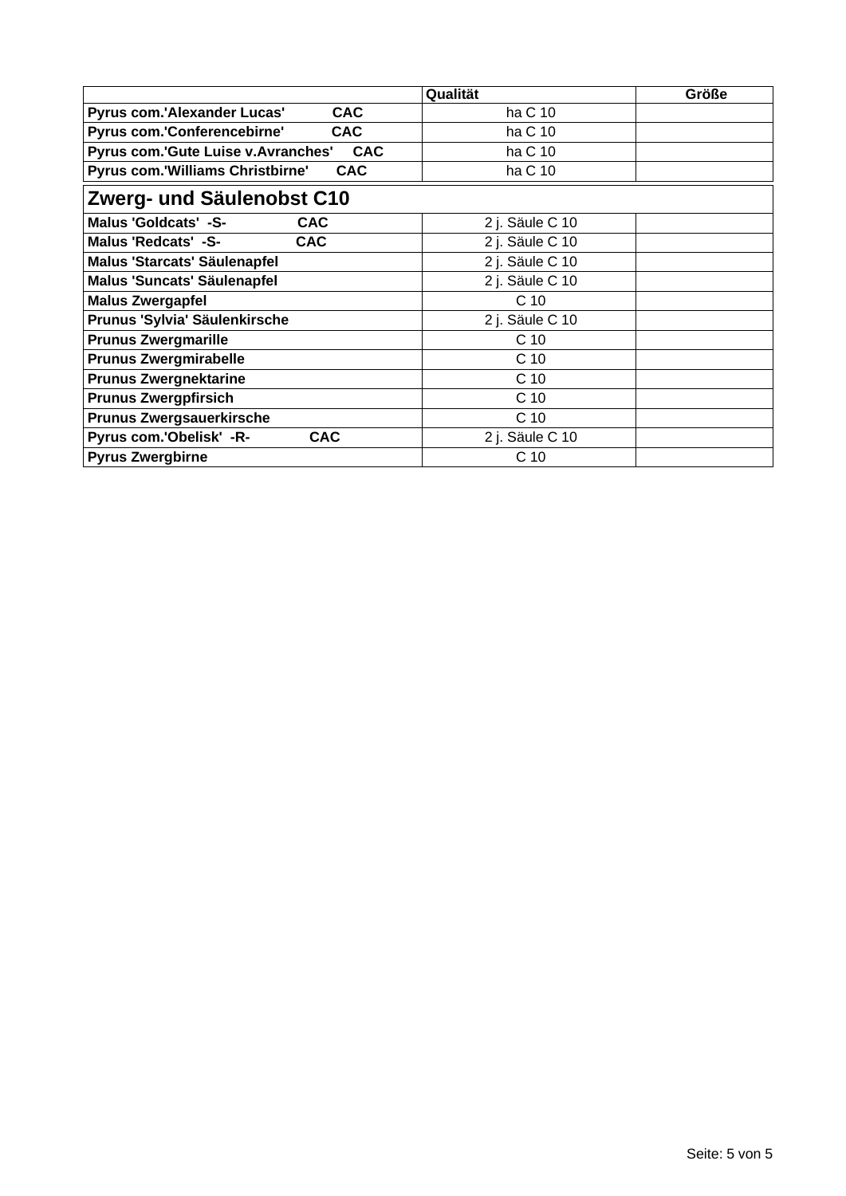| | Qualität | Größe |
|---|---|---|
| **Pyrus com.'Alexander Lucas' CAC** | ha C 10 | |
| **Pyrus com.'Conferencebirne' CAC** | ha C 10 | |
| **Pyrus com.'Gute Luise v.Avranches' CAC** | ha C 10 | |
| **Pyrus com.'Williams Christbirne' CAC** | ha C 10 | |
| **Zwerg- und Säulenobst C10** | | |
| **Malus 'Goldcats' -S- CAC** | 2 j. Säule C 10 | |
| **Malus 'Redcats' -S- CAC** | 2 j. Säule C 10 | |
| **Malus 'Starcats' Säulenapfel** | 2 j. Säule C 10 | |
| **Malus 'Suncats' Säulenapfel** | 2 j. Säule C 10 | |
| **Malus Zwergapfel** | C 10 | |
| **Prunus 'Sylvia' Säulenkirsche** | 2 j. Säule C 10 | |
| **Prunus Zwergmarille** | C 10 | |
| **Prunus Zwergmirabelle** | C 10 | |
| **Prunus Zwergnektarine** | C 10 | |
| **Prunus Zwergpfirsich** | C 10 | |
| **Prunus Zwergsauerkirsche** | C 10 | |
| **Pyrus com.'Obelisk' -R- CAC** | 2 j. Säule C 10 | |
| **Pyrus Zwergbirne** | C 10 | |